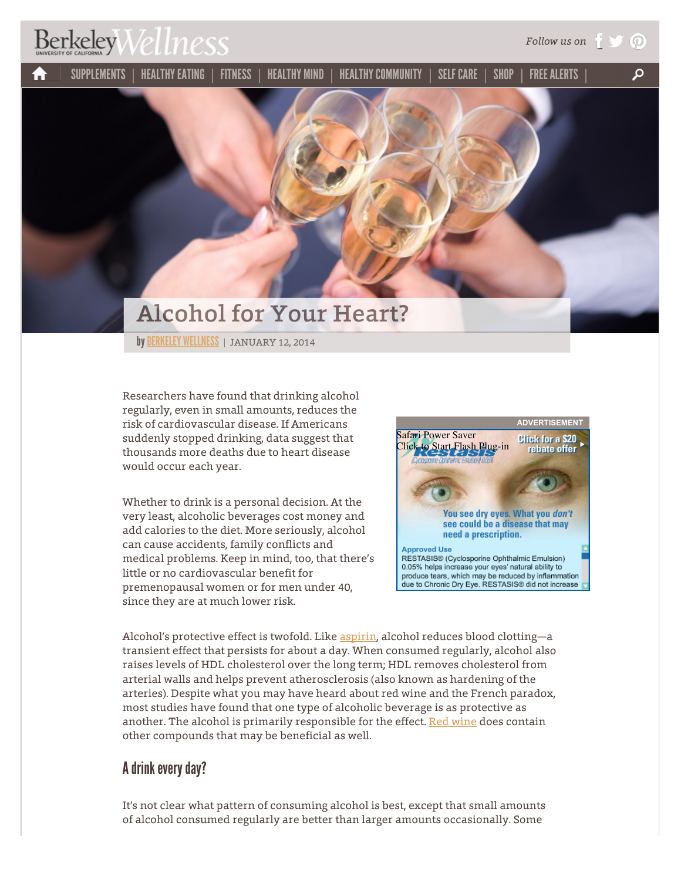# Alcohol for Your Heart?

by BERKELEY WELLNESS | JANUARY 12, 2014

Researchers have found that drinking alcohol regularly, even in small amounts, reduces the risk of cardiovascular disease. If Americans suddenly stopped drinking, data suggest that thousands more deaths due to heart disease would occur each year.

Whether to drink is a personal decision. At the very least, alcoholic beverages cost money and add calories to the diet. More seriously, alcohol can cause accidents, family conflicts and medical problems. Keep in mind, too, that there's little or no cardiovascular benefit for premenopausal women or for men under 40, since they are at much lower risk.

Alcohol's protective effect is twofold. Like aspirin, alcohol reduces blood clotting—a transient effect that persists for about a day. When consumed regularly, alcohol also raises levels of HDL cholesterol over the long term; HDL removes cholesterol from arterial walls and helps prevent atherosclerosis (also known as hardening of the arteries). Despite what you may have heard about red wine and the French paradox, most studies have found that one type of alcoholic beverage is as protective as another. The alcohol is primarily responsible for the effect. Red wine does contain other compounds that may be beneficial as well.

## A drink every day?

It's not clear what pattern of consuming alcohol is best, except that small amounts of alcohol consumed regularly are better than larger amounts occasionally. Some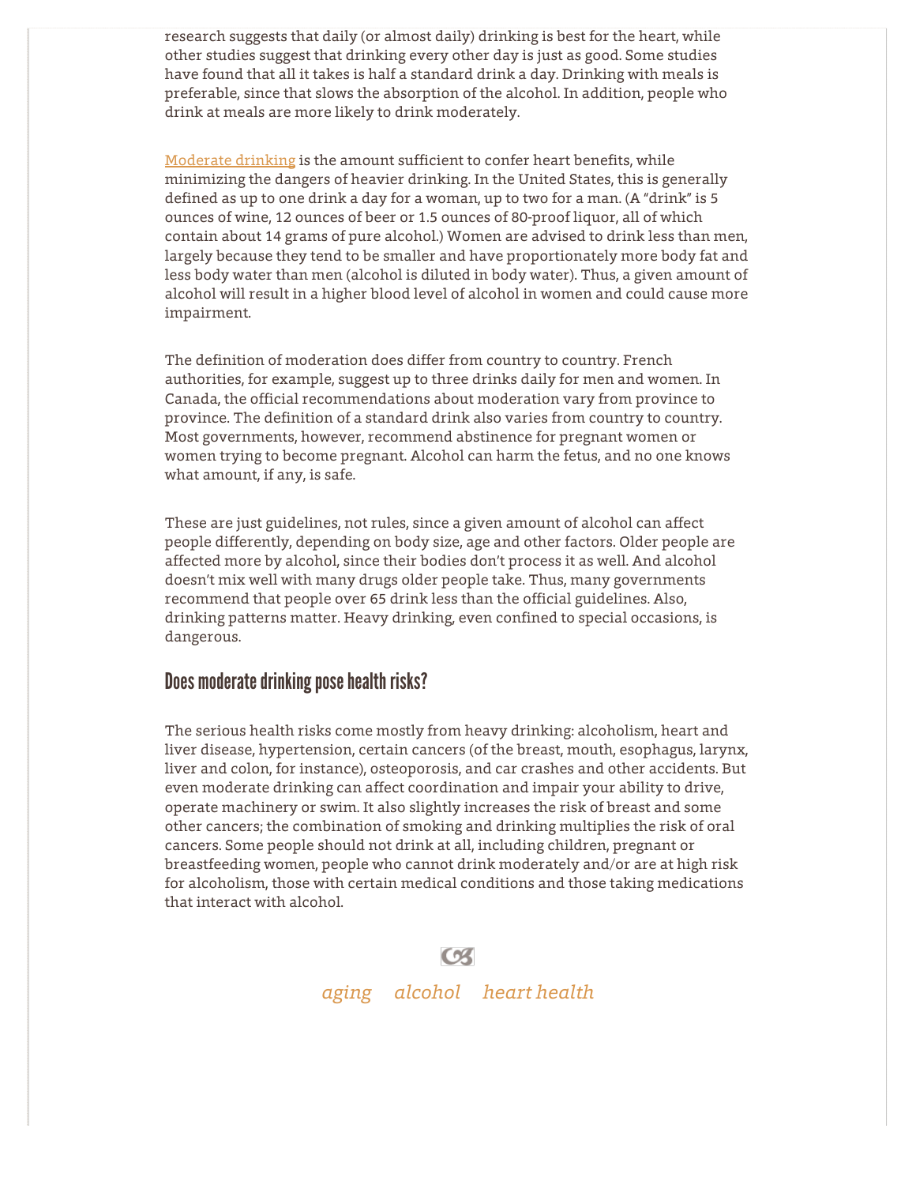research suggests that daily (or almost daily) drinking is best for the heart, while other studies suggest that drinking every other day is just as good. Some studies have found that all it takes is half a standard drink a day. Drinking with meals is preferable, since that slows the absorption of the alcohol. In addition, people who drink at meals are more likely to drink moderately.

Moderate drinking is the amount sufficient to confer heart benefits, while minimizing the dangers of heavier drinking. In the United States, this is generally defined as up to one drink a day for a woman, up to two for a man. (A "drink" is 5 ounces of wine, 12 ounces of beer or 1.5 ounces of 80-proof liquor, all of which contain about 14 grams of pure alcohol.) Women are advised to drink less than men, largely because they tend to be smaller and have proportionately more body fat and less body water than men (alcohol is diluted in body water). Thus, a given amount of alcohol will result in a higher blood level of alcohol in women and could cause more impairment.

The definition of moderation does differ from country to country. French authorities, for example, suggest up to three drinks daily for men and women. In Canada, the official recommendations about moderation vary from province to province. The definition of a standard drink also varies from country to country. Most governments, however, recommend abstinence for pregnant women or women trying to become pregnant. Alcohol can harm the fetus, and no one knows what amount, if any, is safe.

These are just guidelines, not rules, since a given amount of alcohol can affect people differently, depending on body size, age and other factors. Older people are affected more by alcohol, since their bodies don't process it as well. And alcohol doesn't mix well with many drugs older people take. Thus, many governments recommend that people over 65 drink less than the official guidelines. Also, drinking patterns matter. Heavy drinking, even confined to special occasions, is dangerous.

## Does moderate drinking pose health risks?

The serious health risks come mostly from heavy drinking: alcoholism, heart and liver disease, hypertension, certain cancers (of the breast, mouth, esophagus, larynx, liver and colon, for instance), osteoporosis, and car crashes and other accidents. But even moderate drinking can affect coordination and impair your ability to drive, operate machinery or swim. It also slightly increases the risk of breast and some other cancers; the combination of smoking and drinking multiplies the risk of oral cancers. Some people should not drink at all, including children, pregnant or breastfeeding women, people who cannot drink moderately and/or are at high risk for alcoholism, those with certain medical conditions and those taking medications that interact with alcohol.

*aging* *alcohol* *heart health*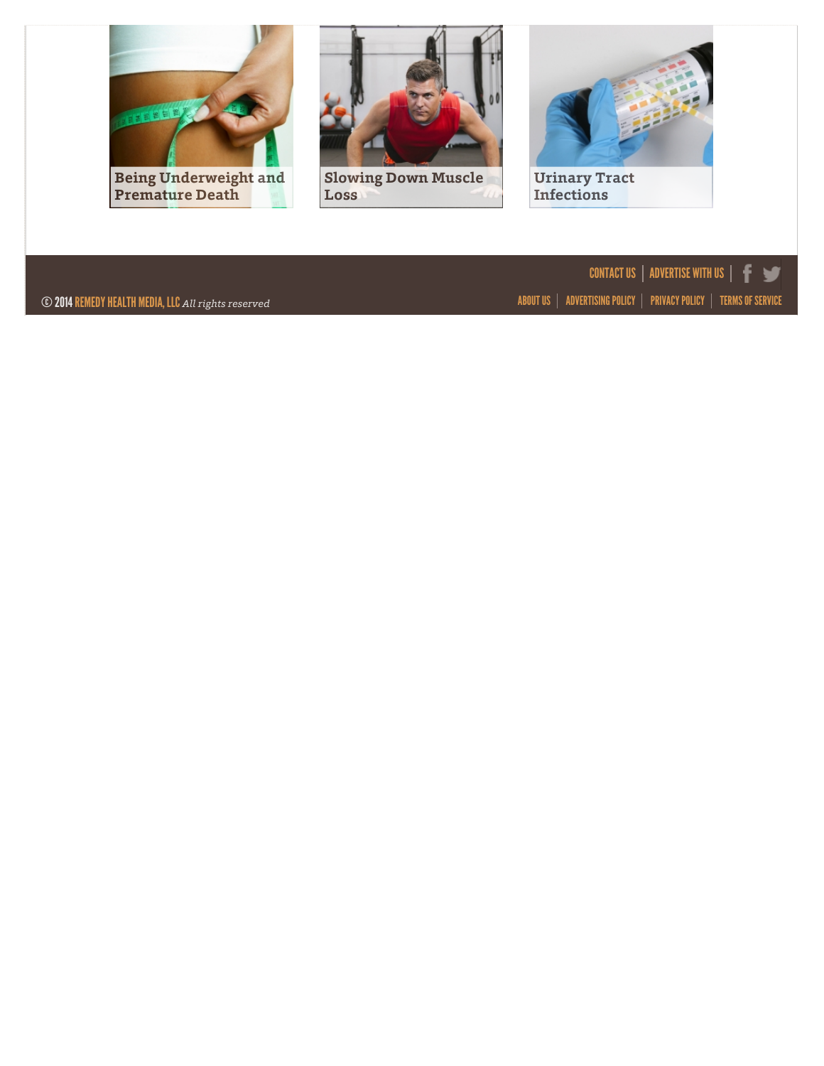Being Underweight and Premature Death

Slowing Down Muscle Loss

Urinary Tract Infections

CONTACT US | ADVERTISE WITH US

© 2014 REMEDY HEALTH MEDIA, LLC *All rights reserved*

ABOUT US | ADVERTISING POLICY | PRIVACY POLICY | TERMS OF SERVICE